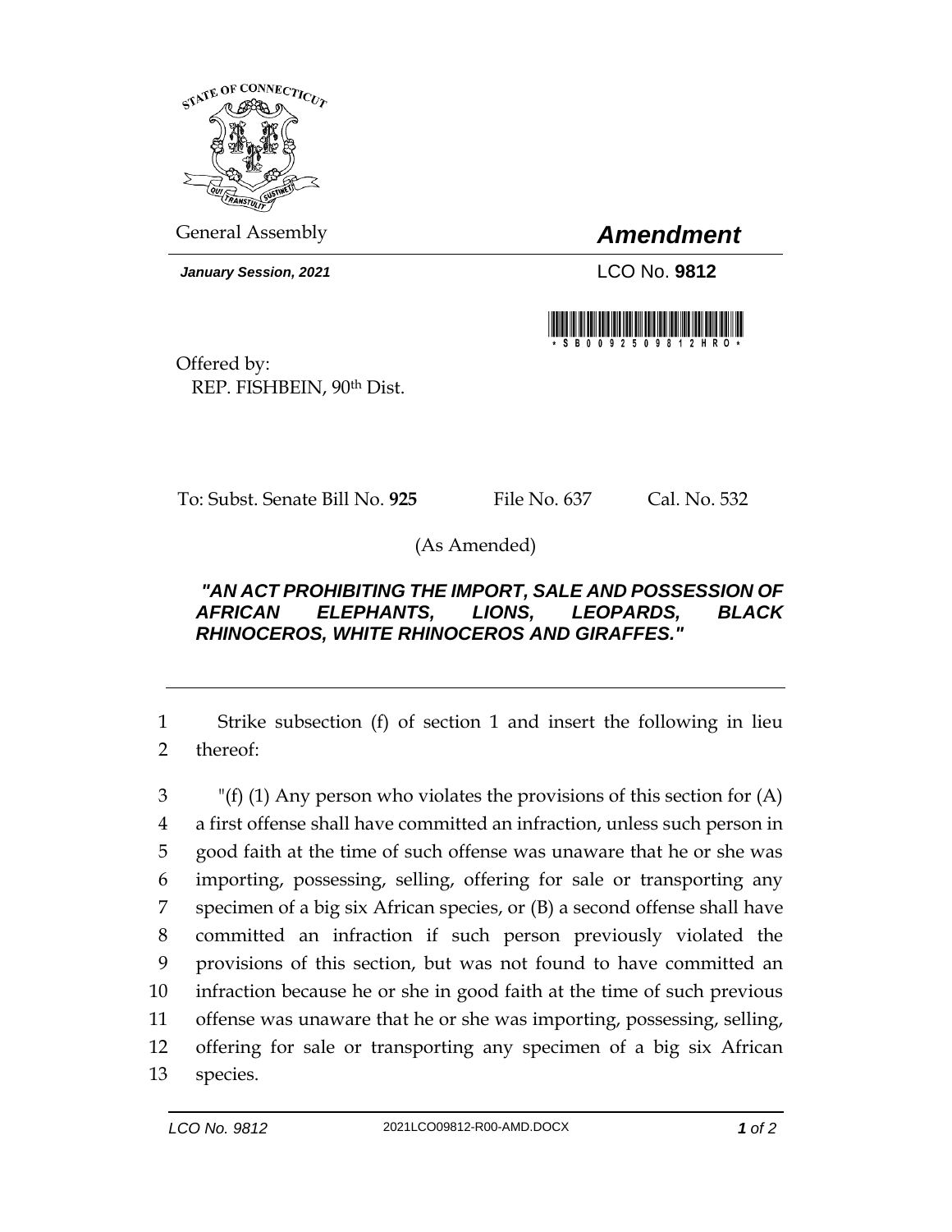General Assembly

# *Amendment*

***January Session, 2021***

LCO No. **9812**

\* S B 0 0 9 2 5 0 9 8 1 2 H R O \*

Offered by:
REP. FISHBEIN, 90th Dist.

To: Subst. Senate Bill No. **925** File No. 637 Cal. No. 532

(As Amended)

***"AN ACT PROHIBITING THE IMPORT, SALE AND POSSESSION OF AFRICAN ELEPHANTS, LIONS, LEOPARDS, BLACK RHINOCEROS, WHITE RHINOCEROS AND GIRAFFES."***

---

1 Strike subsection (f) of section 1 and insert the following in lieu
2 thereof:

3 "(f) (1) Any person who violates the provisions of this section for (A)
4 a first offense shall have committed an infraction, unless such person in
5 good faith at the time of such offense was unaware that he or she was
6 importing, possessing, selling, offering for sale or transporting any
7 specimen of a big six African species, or (B) a second offense shall have
8 committed an infraction if such person previously violated the
9 provisions of this section, but was not found to have committed an
10 infraction because he or she in good faith at the time of such previous
11 offense was unaware that he or she was importing, possessing, selling,
12 offering for sale or transporting any specimen of a big six African
13 species.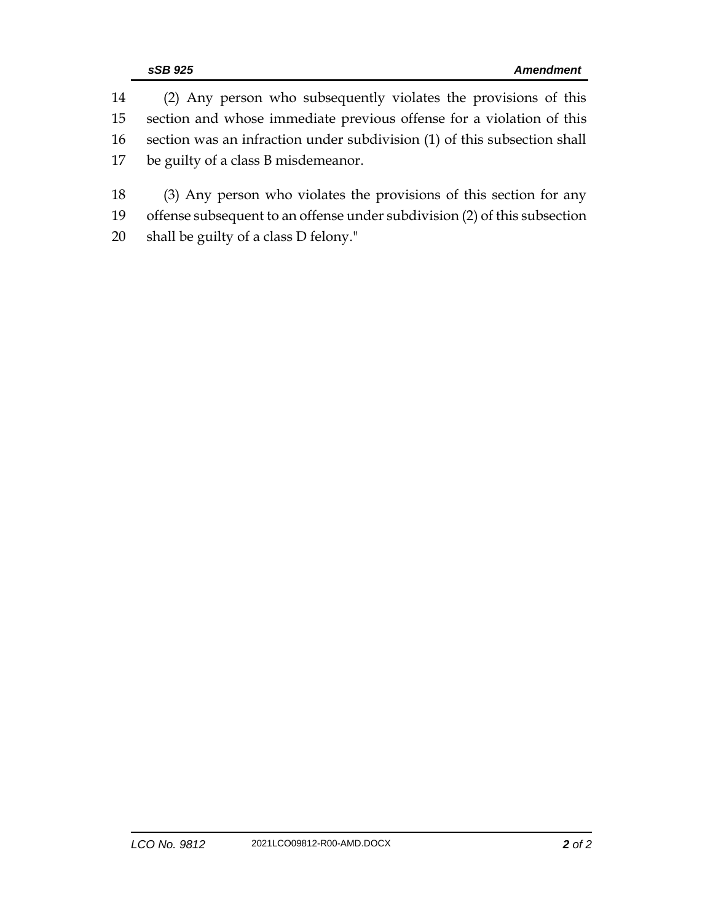(2) Any person who subsequently violates the provisions of this section and whose immediate previous offense for a violation of this section was an infraction under subdivision (1) of this subsection shall be guilty of a class B misdemeanor.

(3) Any person who violates the provisions of this section for any offense subsequent to an offense under subdivision (2) of this subsection shall be guilty of a class D felony."